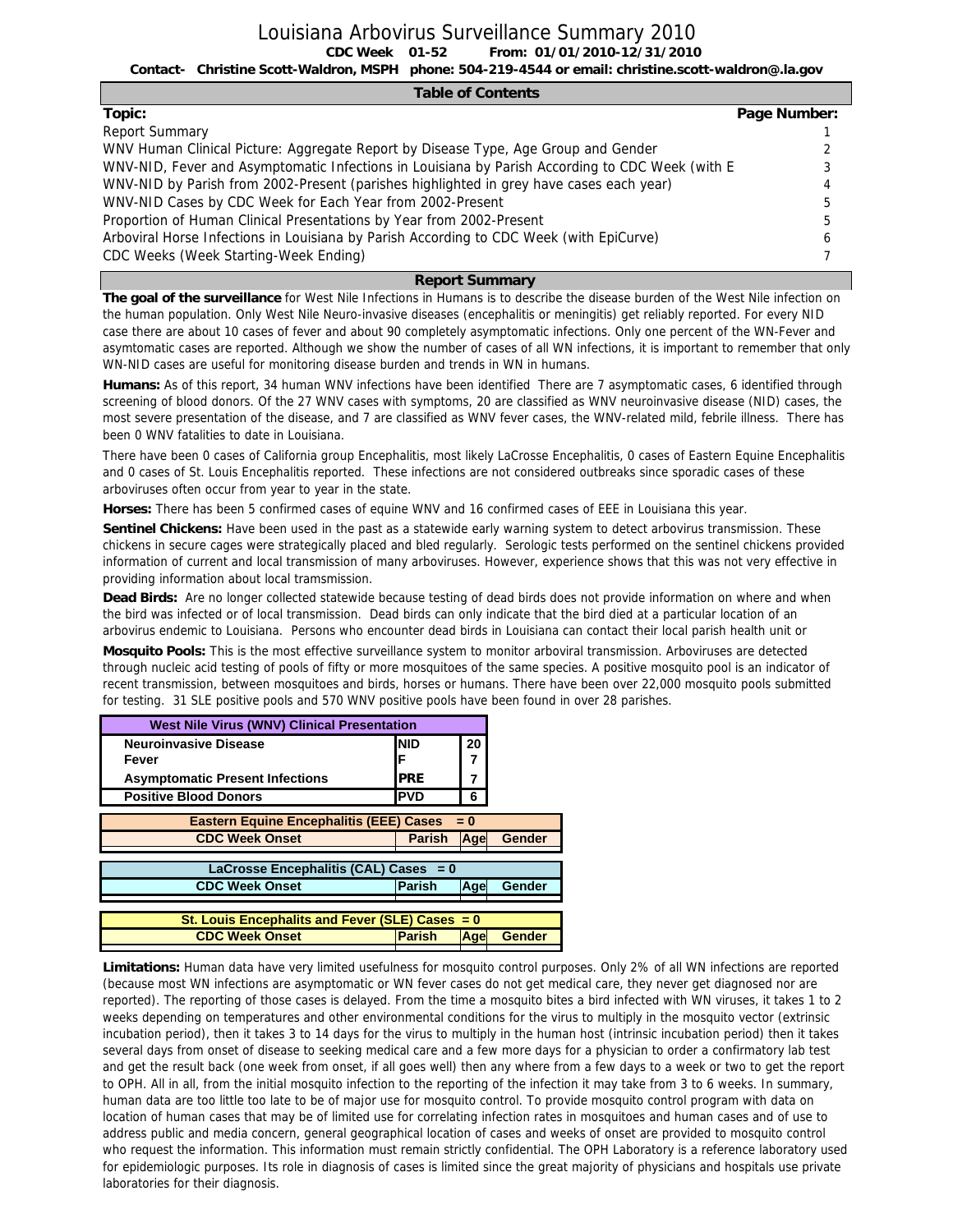# Louisiana Arbovirus Surveillance Summary 2010

**CDC Week 01-52 From: 01/01/2010-12/31/2010**

**Contact- Christine Scott-Waldron, MSPH phone: 504-219-4544 or email: christine.scott-waldron@la.gov**

## Table of Contents

| Topic: | Page Number: |
|---|---|
| Report Summary | 1 |
| WNV Human Clinical Picture: Aggregate Report by Disease Type, Age Group and Gender | 2 |
| WNV-NID, Fever and Asymptomatic Infections in Louisiana by Parish According to CDC Week (with E | 3 |
| WNV-NID by Parish from 2002-Present (parishes highlighted in grey have cases each year) | 4 |
| WNV-NID Cases by CDC Week for Each Year from 2002-Present | 5 |
| Proportion of Human Clinical Presentations by Year from 2002-Present | 5 |
| Arboviral Horse Infections in Louisiana by Parish According to CDC Week (with EpiCurve) | 6 |
| CDC Weeks (Week Starting-Week Ending) | 7 |

## Report Summary

**The goal of the surveillance** for West Nile Infections in Humans is to describe the disease burden of the West Nile infection on the human population. Only West Nile Neuro-invasive diseases (encephalitis or meningitis) get reliably reported. For every NID case there are about 10 cases of fever and about 90 completely asymptomatic infections. Only one percent of the WN-Fever and asymtomatic cases are reported. Although we show the number of cases of all WN infections, it is important to remember that only WN-NID cases are useful for monitoring disease burden and trends in WN in humans.

**Humans:** As of this report, 34 human WNV infections have been identified There are 7 asymptomatic cases, 6 identified through screening of blood donors. Of the 27 WNV cases with symptoms, 20 are classified as WNV neuroinvasive disease (NID) cases, the most severe presentation of the disease, and 7 are classified as WNV fever cases, the WNV-related mild, febrile illness. There has been 0 WNV fatalities to date in Louisiana.

There have been 0 cases of California group Encephalitis, most likely LaCrosse Encephalitis, 0 cases of Eastern Equine Encephalitis and 0 cases of St. Louis Encephalitis reported. These infections are not considered outbreaks since sporadic cases of these arboviruses often occur from year to year in the state.

**Horses:** There has been 5 confirmed cases of equine WNV and 16 confirmed cases of EEE in Louisiana this year.

**Sentinel Chickens:** Have been used in the past as a statewide early warning system to detect arbovirus transmission. These chickens in secure cages were strategically placed and bled regularly. Serologic tests performed on the sentinel chickens provided information of current and local transmission of many arboviruses. However, experience shows that this was not very effective in providing information about local tramsmission.

**Dead Birds:** Are no longer collected statewide because testing of dead birds does not provide information on where and when the bird was infected or of local transmission. Dead birds can only indicate that the bird died at a particular location of an arbovirus endemic to Louisiana. Persons who encounter dead birds in Louisiana can contact their local parish health unit or

**Mosquito Pools:** This is the most effective surveillance system to monitor arboviral transmission. Arboviruses are detected through nucleic acid testing of pools of fifty or more mosquitoes of the same species. A positive mosquito pool is an indicator of recent transmission, between mosquitoes and birds, horses or humans. There have been over 22,000 mosquito pools submitted for testing. 31 SLE positive pools and 570 WNV positive pools have been found in over 28 parishes.

| West Nile Virus (WNV) Clinical Presentation | | |
|---|---|---|
| **Neuroinvasive Disease** | **NID** | **20** |
| **Fever** | **F** | **7** |
| **Asymptomatic Present Infections** | **PRE** | **7** |
| **Positive Blood Donors** | **PVD** | **6** |

| Eastern Equine Encephalitis (EEE) Cases = 0 | | | |
|---|---|---|---|
| **CDC Week Onset** | **Parish** | **Age** | **Gender** |

| LaCrosse Encephalitis (CAL) Cases = 0 | | | |
|---|---|---|---|
| **CDC Week Onset** | **Parish** | **Age** | **Gender** |

| St. Louis Encephalits and Fever (SLE) Cases = 0 | | | |
|---|---|---|---|
| **CDC Week Onset** | **Parish** | **Age** | **Gender** |

**Limitations:** Human data have very limited usefulness for mosquito control purposes. Only 2% of all WN infections are reported (because most WN infections are asymptomatic or WN fever cases do not get medical care, they never get diagnosed nor are reported). The reporting of those cases is delayed. From the time a mosquito bites a bird infected with WN viruses, it takes 1 to 2 weeks depending on temperatures and other environmental conditions for the virus to multiply in the mosquito vector (extrinsic incubation period), then it takes 3 to 14 days for the virus to multiply in the human host (intrinsic incubation period) then it takes several days from onset of disease to seeking medical care and a few more days for a physician to order a confirmatory lab test and get the result back (one week from onset, if all goes well) then any where from a few days to a week or two to get the report to OPH. All in all, from the initial mosquito infection to the reporting of the infection it may take from 3 to 6 weeks. In summary, human data are too little too late to be of major use for mosquito control. To provide mosquito control program with data on location of human cases that may be of limited use for correlating infection rates in mosquitoes and human cases and of use to address public and media concern, general geographical location of cases and weeks of onset are provided to mosquito control who request the information. This information must remain strictly confidential. The OPH Laboratory is a reference laboratory used for epidemiologic purposes. Its role in diagnosis of cases is limited since the great majority of physicians and hospitals use private laboratories for their diagnosis.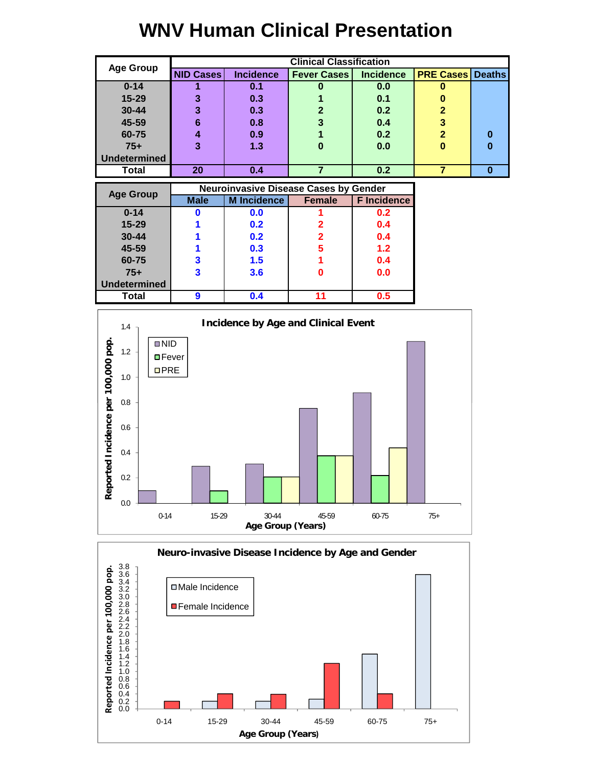# WNV Human Clinical Presentation

| Age Group | Clinical Classification | | | | | |
|---|---|---|---|---|---|---|
| | NID Cases | Incidence | Fever Cases | Incidence | PRE Cases | Deaths |
| 0-14 | 1 | 0.1 | 0 | 0.0 | 0 | |
| 15-29 | 3 | 0.3 | 1 | 0.1 | 0 | |
| 30-44 | 3 | 0.3 | 2 | 0.2 | 2 | |
| 45-59 | 6 | 0.8 | 3 | 0.4 | 3 | |
| 60-75 | 4 | 0.9 | 1 | 0.2 | 2 | 0 |
| 75+ | 3 | 1.3 | 0 | 0.0 | 0 | 0 |
| Undetermined | | | | | | |
| Total | 20 | 0.4 | 7 | 0.2 | 7 | 0 |

| Age Group | Neuroinvasive Disease Cases by Gender | | | |
|---|---|---|---|---|
| | Male | M Incidence | Female | F Incidence |
| 0-14 | 0 | 0.0 | 1 | 0.2 |
| 15-29 | 1 | 0.2 | 2 | 0.4 |
| 30-44 | 1 | 0.2 | 2 | 0.4 |
| 45-59 | 1 | 0.3 | 5 | 1.2 |
| 60-75 | 3 | 1.5 | 1 | 0.4 |
| 75+ | 3 | 3.6 | 0 | 0.0 |
| Undetermined | | | | |
| Total | 9 | 0.4 | 11 | 0.5 |

**Incidence by Age and Clinical Event**

| Age Group (Years) | NID | Fever | PRE |
|---|---|---|---|
| 0-14 | 0.1 | 0.0 | 0.0 |
| 15-29 | 0.3 | 0.1 | 0.0 |
| 30-44 | 0.3 | 0.2 | 0.2 |
| 45-59 | 0.8 | 0.4 | 0.4 |
| 60-75 | 0.9 | 0.2 | 0.4 |
| 75+ | 1.3 | 0.0 | 0.0 |

Reported Incidence per 100,000 pop.

**Neuro-invasive Disease Incidence by Age and Gender**

| Age Group (Years) | Male Incidence | Female Incidence |
|---|---|---|
| 0-14 | 0.0 | 0.2 |
| 15-29 | 0.2 | 0.4 |
| 30-44 | 0.2 | 0.4 |
| 45-59 | 0.3 | 1.2 |
| 60-75 | 1.5 | 0.4 |
| 75+ | 3.6 | 0.0 |

Reported Incidence per 100,000 pop.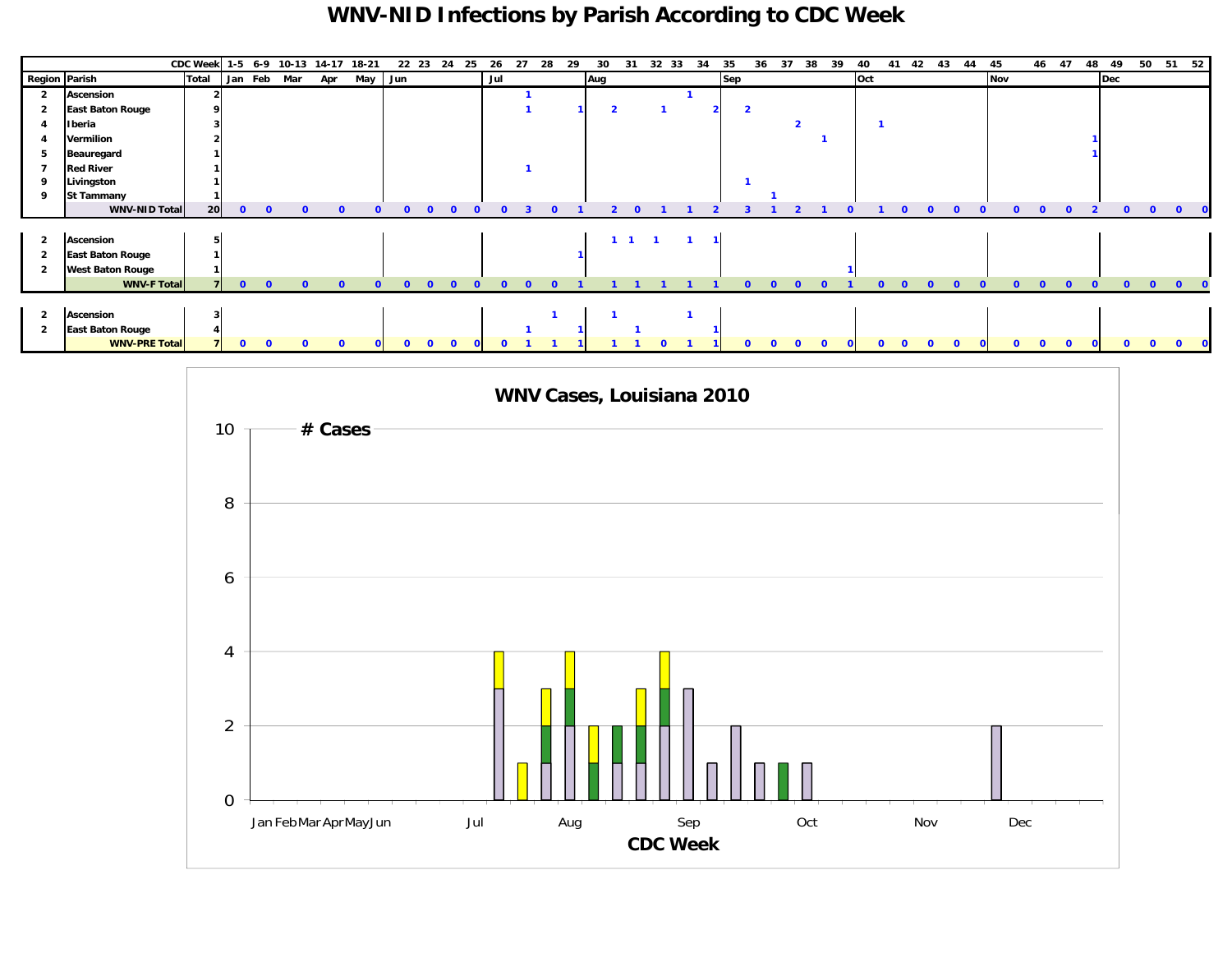# WNV-NID Infections by Parish According to CDC Week

| Region | Parish | Total | 1-5 | 6-9 | 10-13 | 14-17 | 18-21 | 22 | 23 | 24 | 25 | 26 | 27 | 28 | 29 | 30 | 31 | 32 | 33 | 34 | 35 | 36 | 37 | 38 | 39 | 40 | 41 | 42 | 43 | 44 | 45 | 46 | 47 | 48 | 49 | 50 | 51 | 52 |
|---|---|---|---|---|---|---|---|---|---|---|---|---|---|---|---|---|---|---|---|---|---|---|---|---|---|---|---|---|---|---|---|---|---|---|---|---|---|---|
| | | | Jan | Feb | Mar | Apr | May | Jun | | | | Jul | | | | Aug | | | | | Sep | | | | | Oct | | | | | Nov | | | | Dec | | | |
| 2 | Ascension | 2 | | | | | | | | | | | 1 | | | | | | 1 | | | | | | | | | | | | | | | | | | | |
| 2 | East Baton Rouge | 9 | | | | | | | | | | | 1 | | 1 | 2 | | 1 | | 2 | 2 | | | | | | | | | | | | | | | | | |
| 4 | Iberia | 3 | | | | | | | | | | | | | | | | | | | | | 2 | | | 1 | | | | | | | | | | | | |
| 4 | Vermilion | 2 | | | | | | | | | | | | | | | | | | | | | | 1 | | | | | | | | | | 1 | | | | |
| 5 | Beauregard | 1 | | | | | | | | | | | | | | | | | | | | | | | | | | | | | | | | 1 | | | | |
| 7 | Red River | 1 | | | | | | | | | | | 1 | | | | | | | | | | | | | | | | | | | | | | | | | |
| 9 | Livingston | 1 | | | | | | | | | | | | | | | | | | | 1 | | | | | | | | | | | | | | | | | |
| 9 | St Tammany | 1 | | | | | | | | | | | | | | | | | | | | 1 | | | | | | | | | | | | | | | | |
| | WNV-NID Total | 20 | 0 | 0 | 0 | 0 | 0 | 0 | 0 | 0 | 0 | 0 | 3 | 0 | 1 | 2 | 0 | 1 | 1 | 2 | 3 | 1 | 2 | 1 | 0 | 1 | 0 | 0 | 0 | 0 | 0 | 0 | 0 | 2 | 0 | 0 | 0 | 0 |
| 2 | Ascension | 5 | | | | | | | | | | | | | | 1 | 1 | 1 | 1 | 1 | | | | | | | | | | | | | | | | | | |
| 2 | East Baton Rouge | 1 | | | | | | | | | | | | | 1 | | | | | | | | | | | | | | | | | | | | | | | |
| 2 | West Baton Rouge | 1 | | | | | | | | | | | | | | | | | | | | | | | 1 | | | | | | | | | | | | | |
| | WNV-F Total | 7 | 0 | 0 | 0 | 0 | 0 | 0 | 0 | 0 | 0 | 0 | 0 | 0 | 1 | 1 | 1 | 1 | 1 | 1 | 0 | 0 | 0 | 0 | 1 | 0 | 0 | 0 | 0 | 0 | 0 | 0 | 0 | 0 | 0 | 0 | 0 | 0 |
| 2 | Ascension | 3 | | | | | | | | | | | | 1 | | 1 | | | 1 | | | | | | | | | | | | | | | | | | | |
| 2 | East Baton Rouge | 4 | | | | | | | | | | | 1 | | 1 | | 1 | | | 1 | | | | | | | | | | | | | | | | | | |
| | WNV-PRE Total | 7 | 0 | 0 | 0 | 0 | 0 | 0 | 0 | 0 | 0 | 0 | 1 | 1 | 1 | 1 | 1 | 0 | 1 | 1 | 0 | 0 | 0 | 0 | 0 | 0 | 0 | 0 | 0 | 0 | 0 | 0 | 0 | 0 | 0 | 0 | 0 | 0 |

**WNV Cases, Louisiana 2010**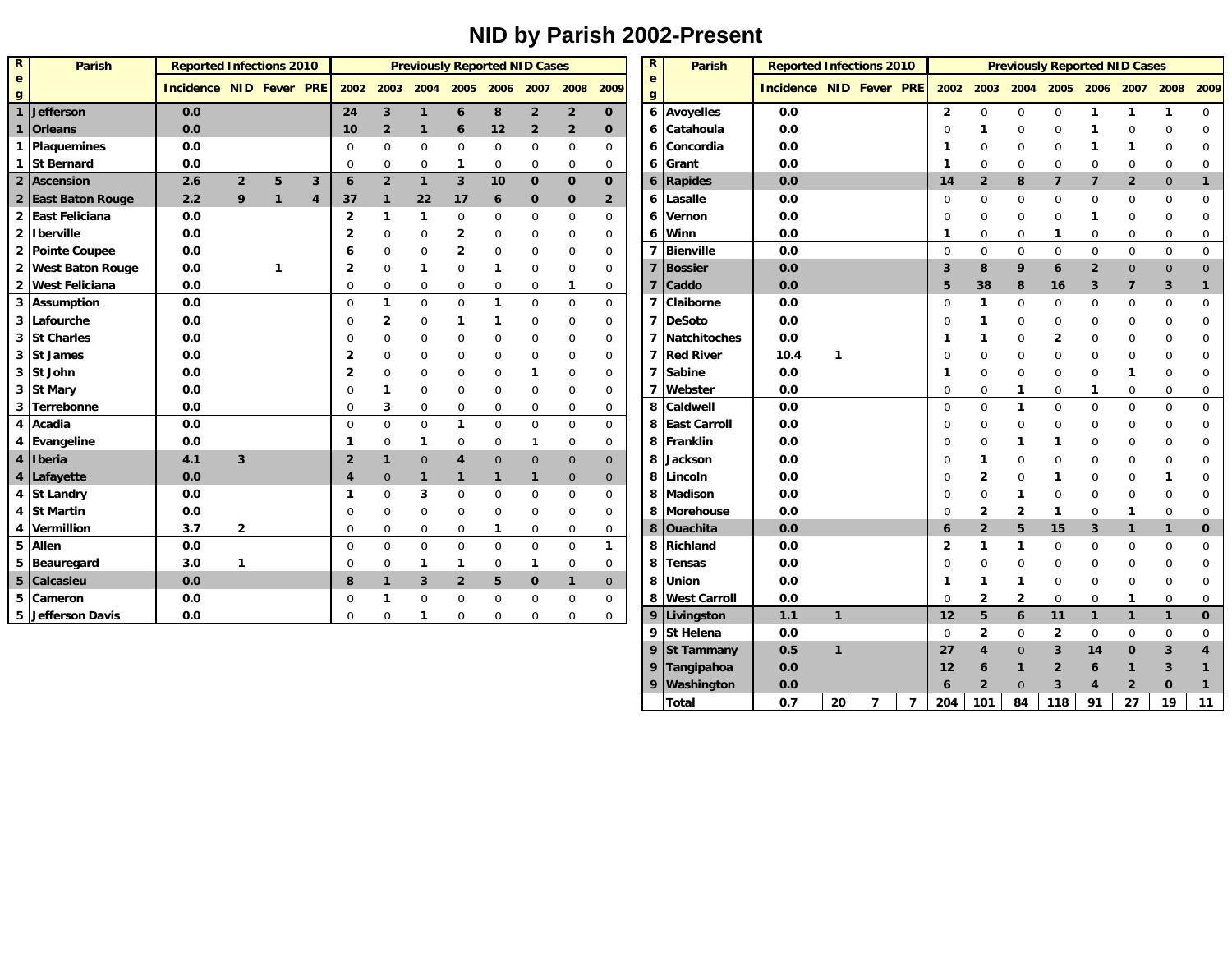# NID by Parish 2002-Present

| Reg | Parish | Reported Infections 2010 | | | | Previously Reported NID Cases | | | | | | | |
|---|---|---|---|---|---|---|---|---|---|---|---|---|---|
| | | Incidence | NID | Fever | PRE | 2002 | 2003 | 2004 | 2005 | 2006 | 2007 | 2008 | 2009 |
| 1 | Jefferson | 0.0 | | | | 24 | 3 | 1 | 6 | 8 | 2 | 2 | 0 |
| 1 | Orleans | 0.0 | | | | 10 | 2 | 1 | 6 | 12 | 2 | 2 | 0 |
| 1 | Plaquemines | 0.0 | | | | 0 | 0 | 0 | 0 | 0 | 0 | 0 | 0 |
| 1 | St Bernard | 0.0 | | | | 0 | 0 | 0 | 1 | 0 | 0 | 0 | 0 |
| 2 | Ascension | 2.6 | 2 | 5 | 3 | 6 | 2 | 1 | 3 | 10 | 0 | 0 | 0 |
| 2 | East Baton Rouge | 2.2 | 9 | 1 | 4 | 37 | 1 | 22 | 17 | 6 | 0 | 0 | 2 |
| 2 | East Feliciana | 0.0 | | | | 2 | 1 | 1 | 0 | 0 | 0 | 0 | 0 |
| 2 | Iberville | 0.0 | | | | 2 | 0 | 0 | 2 | 0 | 0 | 0 | 0 |
| 2 | Pointe Coupee | 0.0 | | | | 6 | 0 | 0 | 2 | 0 | 0 | 0 | 0 |
| 2 | West Baton Rouge | 0.0 | | 1 | | 2 | 0 | 1 | 0 | 1 | 0 | 0 | 0 |
| 2 | West Feliciana | 0.0 | | | | 0 | 0 | 0 | 0 | 0 | 0 | 1 | 0 |
| 3 | Assumption | 0.0 | | | | 0 | 1 | 0 | 0 | 1 | 0 | 0 | 0 |
| 3 | Lafourche | 0.0 | | | | 0 | 2 | 0 | 1 | 1 | 0 | 0 | 0 |
| 3 | St Charles | 0.0 | | | | 0 | 0 | 0 | 0 | 0 | 0 | 0 | 0 |
| 3 | St James | 0.0 | | | | 2 | 0 | 0 | 0 | 0 | 0 | 0 | 0 |
| 3 | St John | 0.0 | | | | 2 | 0 | 0 | 0 | 0 | 1 | 0 | 0 |
| 3 | St Mary | 0.0 | | | | 0 | 1 | 0 | 0 | 0 | 0 | 0 | 0 |
| 3 | Terrebonne | 0.0 | | | | 0 | 3 | 0 | 0 | 0 | 0 | 0 | 0 |
| 4 | Acadia | 0.0 | | | | 0 | 0 | 0 | 1 | 0 | 0 | 0 | 0 |
| 4 | Evangeline | 0.0 | | | | 1 | 0 | 1 | 0 | 0 | 1 | 0 | 0 |
| 4 | Iberia | 4.1 | 3 | | | 2 | 1 | 0 | 4 | 0 | 0 | 0 | 0 |
| 4 | Lafayette | 0.0 | | | | 4 | 0 | 1 | 1 | 1 | 1 | 0 | 0 |
| 4 | St Landry | 0.0 | | | | 1 | 0 | 3 | 0 | 0 | 0 | 0 | 0 |
| 4 | St Martin | 0.0 | | | | 0 | 0 | 0 | 0 | 0 | 0 | 0 | 0 |
| 4 | Vermillion | 3.7 | 2 | | | 0 | 0 | 0 | 0 | 1 | 0 | 0 | 0 |
| 5 | Allen | 0.0 | | | | 0 | 0 | 0 | 0 | 0 | 0 | 0 | 1 |
| 5 | Beauregard | 3.0 | 1 | | | 0 | 0 | 1 | 1 | 0 | 1 | 0 | 0 |
| 5 | Calcasieu | 0.0 | | | | 8 | 1 | 3 | 2 | 5 | 0 | 1 | 0 |
| 5 | Cameron | 0.0 | | | | 0 | 1 | 0 | 0 | 0 | 0 | 0 | 0 |
| 5 | Jefferson Davis | 0.0 | | | | 0 | 0 | 1 | 0 | 0 | 0 | 0 | 0 |
| 6 | Avoyelles | 0.0 | | | | 2 | 0 | 0 | 0 | 1 | 1 | 1 | 0 |
| 6 | Catahoula | 0.0 | | | | 0 | 1 | 0 | 0 | 1 | 0 | 0 | 0 |
| 6 | Concordia | 0.0 | | | | 1 | 0 | 0 | 0 | 1 | 1 | 0 | 0 |
| 6 | Grant | 0.0 | | | | 1 | 0 | 0 | 0 | 0 | 0 | 0 | 0 |
| 6 | Rapides | 0.0 | | | | 14 | 2 | 8 | 7 | 7 | 2 | 0 | 1 |
| 6 | Lasalle | 0.0 | | | | 0 | 0 | 0 | 0 | 0 | 0 | 0 | 0 |
| 6 | Vernon | 0.0 | | | | 0 | 0 | 0 | 0 | 1 | 0 | 0 | 0 |
| 6 | Winn | 0.0 | | | | 1 | 0 | 0 | 1 | 0 | 0 | 0 | 0 |
| 7 | Bienville | 0.0 | | | | 0 | 0 | 0 | 0 | 0 | 0 | 0 | 0 |
| 7 | Bossier | 0.0 | | | | 3 | 8 | 9 | 6 | 2 | 0 | 0 | 0 |
| 7 | Caddo | 0.0 | | | | 5 | 38 | 8 | 16 | 3 | 7 | 3 | 1 |
| 7 | Claiborne | 0.0 | | | | 0 | 1 | 0 | 0 | 0 | 0 | 0 | 0 |
| 7 | DeSoto | 0.0 | | | | 0 | 1 | 0 | 0 | 0 | 0 | 0 | 0 |
| 7 | Natchitoches | 0.0 | | | | 1 | 1 | 0 | 2 | 0 | 0 | 0 | 0 |
| 7 | Red River | 10.4 | 1 | | | 0 | 0 | 0 | 0 | 0 | 0 | 0 | 0 |
| 7 | Sabine | 0.0 | | | | 1 | 0 | 0 | 0 | 0 | 1 | 0 | 0 |
| 7 | Webster | 0.0 | | | | 0 | 0 | 1 | 0 | 1 | 0 | 0 | 0 |
| 8 | Caldwell | 0.0 | | | | 0 | 0 | 1 | 0 | 0 | 0 | 0 | 0 |
| 8 | East Carroll | 0.0 | | | | 0 | 0 | 0 | 0 | 0 | 0 | 0 | 0 |
| 8 | Franklin | 0.0 | | | | 0 | 0 | 1 | 1 | 0 | 0 | 0 | 0 |
| 8 | Jackson | 0.0 | | | | 0 | 1 | 0 | 0 | 0 | 0 | 0 | 0 |
| 8 | Lincoln | 0.0 | | | | 0 | 2 | 0 | 1 | 0 | 0 | 1 | 0 |
| 8 | Madison | 0.0 | | | | 0 | 0 | 1 | 0 | 0 | 0 | 0 | 0 |
| 8 | Morehouse | 0.0 | | | | 0 | 2 | 2 | 1 | 0 | 1 | 0 | 0 |
| 8 | Ouachita | 0.0 | | | | 6 | 2 | 5 | 15 | 3 | 1 | 1 | 0 |
| 8 | Richland | 0.0 | | | | 2 | 1 | 1 | 0 | 0 | 0 | 0 | 0 |
| 8 | Tensas | 0.0 | | | | 0 | 0 | 0 | 0 | 0 | 0 | 0 | 0 |
| 8 | Union | 0.0 | | | | 1 | 1 | 1 | 0 | 0 | 0 | 0 | 0 |
| 8 | West Carroll | 0.0 | | | | 0 | 2 | 2 | 0 | 0 | 1 | 0 | 0 |
| 9 | Livingston | 1.1 | 1 | | | 12 | 5 | 6 | 11 | 1 | 1 | 1 | 0 |
| 9 | St Helena | 0.0 | | | | 0 | 2 | 0 | 2 | 0 | 0 | 0 | 0 |
| 9 | St Tammany | 0.5 | 1 | | | 27 | 4 | 0 | 3 | 14 | 0 | 3 | 4 |
| 9 | Tangipahoa | 0.0 | | | | 12 | 6 | 1 | 2 | 6 | 1 | 3 | 1 |
| 9 | Washington | 0.0 | | | | 6 | 2 | 0 | 3 | 4 | 2 | 0 | 1 |
| | Total | 0.7 | 20 | 7 | 7 | 204 | 101 | 84 | 118 | 91 | 27 | 19 | 11 |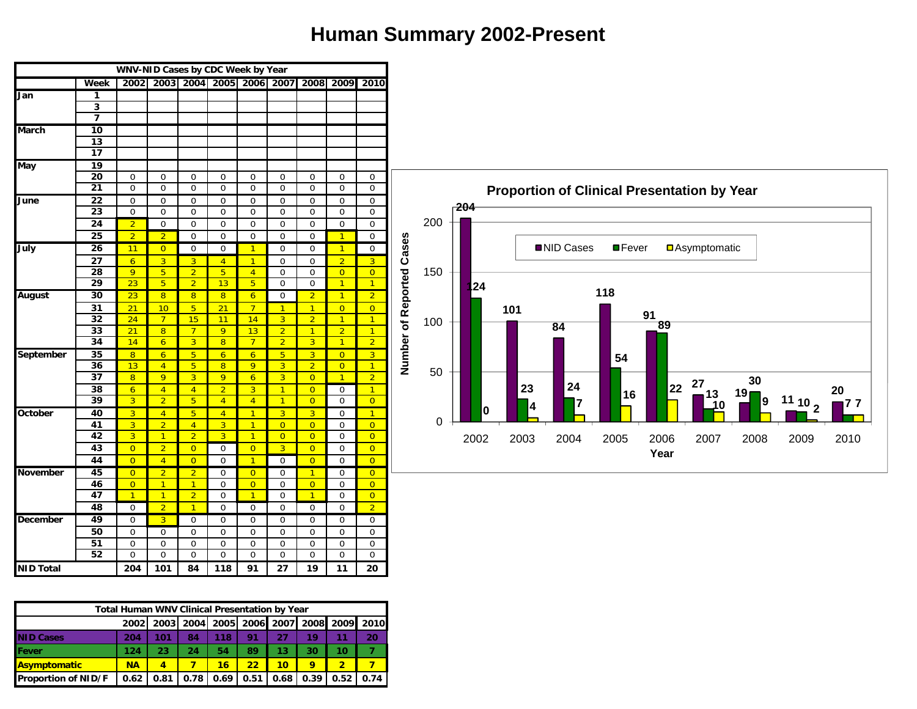# Human Summary 2002-Present

| WNV-NID Cases by CDC Week by Year | | | | | | | | | | |
|---|---|---|---|---|---|---|---|---|---|---|
| | Week | 2002 | 2003 | 2004 | 2005 | 2006 | 2007 | 2008 | 2009 | 2010 |
| Jan | 1 | | | | | | | | | |
| | 3 | | | | | | | | | |
| | 7 | | | | | | | | | |
| March | 10 | | | | | | | | | |
| | 13 | | | | | | | | | |
| | 17 | | | | | | | | | |
| May | 19 | | | | | | | | | |
| | 20 | 0 | 0 | 0 | 0 | 0 | 0 | 0 | 0 | 0 |
| | 21 | 0 | 0 | 0 | 0 | 0 | 0 | 0 | 0 | 0 |
| June | 22 | 0 | 0 | 0 | 0 | 0 | 0 | 0 | 0 | 0 |
| | 23 | 0 | 0 | 0 | 0 | 0 | 0 | 0 | 0 | 0 |
| | 24 | 2 | 0 | 0 | 0 | 0 | 0 | 0 | 0 | 0 |
| | 25 | 2 | 2 | 0 | 0 | 0 | 0 | 0 | 1 | 0 |
| July | 26 | 11 | 0 | 0 | 0 | 1 | 0 | 0 | 1 | 0 |
| | 27 | 6 | 3 | 3 | 4 | 1 | 0 | 0 | 2 | 3 |
| | 28 | 9 | 5 | 2 | 5 | 4 | 0 | 0 | 0 | 0 |
| | 29 | 23 | 5 | 2 | 13 | 5 | 0 | 0 | 1 | 1 |
| August | 30 | 23 | 8 | 8 | 8 | 6 | 0 | 2 | 1 | 2 |
| | 31 | 21 | 10 | 5 | 21 | 7 | 1 | 1 | 0 | 0 |
| | 32 | 24 | 7 | 15 | 11 | 14 | 3 | 2 | 1 | 1 |
| | 33 | 21 | 8 | 7 | 9 | 13 | 2 | 1 | 2 | 1 |
| | 34 | 14 | 6 | 3 | 8 | 7 | 2 | 3 | 1 | 2 |
| September | 35 | 8 | 6 | 5 | 6 | 6 | 5 | 3 | 0 | 3 |
| | 36 | 13 | 4 | 5 | 8 | 9 | 3 | 2 | 0 | 1 |
| | 37 | 8 | 9 | 3 | 9 | 6 | 3 | 0 | 1 | 2 |
| | 38 | 6 | 4 | 4 | 2 | 3 | 1 | 0 | 0 | 1 |
| | 39 | 3 | 2 | 5 | 4 | 4 | 1 | 0 | 0 | 0 |
| October | 40 | 3 | 4 | 5 | 4 | 1 | 3 | 3 | 0 | 1 |
| | 41 | 3 | 2 | 4 | 3 | 1 | 0 | 0 | 0 | 0 |
| | 42 | 3 | 1 | 2 | 3 | 1 | 0 | 0 | 0 | 0 |
| | 43 | 0 | 2 | 0 | 0 | 0 | 3 | 0 | 0 | 0 |
| | 44 | 0 | 4 | 0 | 0 | 1 | 0 | 0 | 0 | 0 |
| November | 45 | 0 | 2 | 2 | 0 | 0 | 0 | 1 | 0 | 0 |
| | 46 | 0 | 1 | 1 | 0 | 0 | 0 | 0 | 0 | 0 |
| | 47 | 1 | 1 | 2 | 0 | 1 | 0 | 1 | 0 | 0 |
| | 48 | 0 | 2 | 1 | 0 | 0 | 0 | 0 | 0 | 2 |
| December | 49 | 0 | 3 | 0 | 0 | 0 | 0 | 0 | 0 | 0 |
| | 50 | 0 | 0 | 0 | 0 | 0 | 0 | 0 | 0 | 0 |
| | 51 | 0 | 0 | 0 | 0 | 0 | 0 | 0 | 0 | 0 |
| | 52 | 0 | 0 | 0 | 0 | 0 | 0 | 0 | 0 | 0 |
| NID Total | | 204 | 101 | 84 | 118 | 91 | 27 | 19 | 11 | 20 |

**Proportion of Clinical Presentation by Year**

| Year | NID Cases | Fever | Asymptomatic |
|---|---|---|---|
| 2002 | 204 | 124 | 0 |
| 2003 | 101 | 23 | 4 |
| 2004 | 84 | 24 | 7 |
| 2005 | 118 | 54 | 16 |
| 2006 | 91 | 89 | 22 |
| 2007 | 27 | 13 | 10 |
| 2008 | 19 | 30 | 9 |
| 2009 | 11 | 10 | 2 |
| 2010 | 20 | 7 | 7 |

| Total Human WNV Clinical Presentation by Year | | | | | | | | | |
|---|---|---|---|---|---|---|---|---|---|
| | 2002 | 2003 | 2004 | 2005 | 2006 | 2007 | 2008 | 2009 | 2010 |
| NID Cases | 204 | 101 | 84 | 118 | 91 | 27 | 19 | 11 | 20 |
| Fever | 124 | 23 | 24 | 54 | 89 | 13 | 30 | 10 | 7 |
| Asymptomatic | NA | 4 | 7 | 16 | 22 | 10 | 9 | 2 | 7 |
| Proportion of NID/F | 0.62 | 0.81 | 0.78 | 0.69 | 0.51 | 0.68 | 0.39 | 0.52 | 0.74 |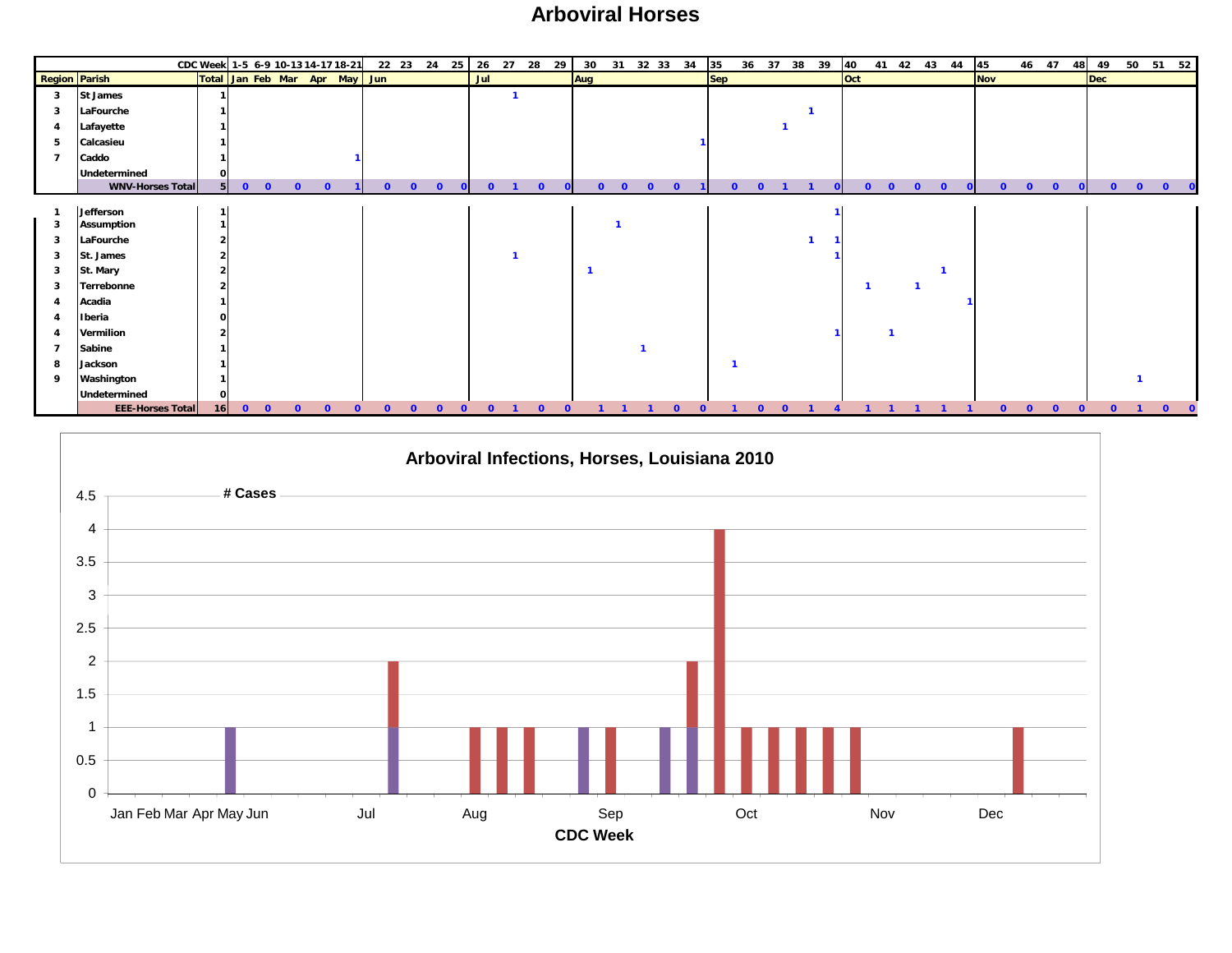# Arboviral Horses

| Region | Parish | Total | 1-5 (Jan) | 6-9 (Feb) | 10-13 (Mar) | 14-17 (Apr) | 18-21 (May) | 22 (Jun) | 23 | 24 | 25 | 26 (Jul) | 27 | 28 | 29 | 30 (Aug) | 31 | 32 | 33 | 34 | 35 (Sep) | 36 | 37 | 38 | 39 | 40 (Oct) | 41 | 42 | 43 | 44 | 45 (Nov) | 46 | 47 | 48 | 49 (Dec) | 50 | 51 | 52 |
|---|---|---|---|---|---|---|---|---|---|---|---|---|---|---|---|---|---|---|---|---|---|---|---|---|---|---|---|---|---|---|---|---|---|---|---|---|---|---|
| 3 | St James | 1 | | | | | | | | | | | 1 | | | | | | | | | | | | | | | | | | | | | | | | | |
| 3 | LaFourche | 1 | | | | | | | | | | | | | | | | | | | | | | 1 | | | | | | | | | | | | | | |
| 4 | Lafayette | 1 | | | | | | | | | | | | | | | | | | | | | 1 | | | | | | | | | | | | | | | |
| 5 | Calcasieu | 1 | | | | | | | | | | | | | | | | | | 1 | | | | | | | | | | | | | | | | | | |
| 7 | Caddo | 1 | | | | | 1 | | | | | | | | | | | | | | | | | | | | | | | | | | | | | | | |
| | Undetermined | 0 | | | | | | | | | | | | | | | | | | | | | | | | | | | | | | | | | | | | |
| | **WNV-Horses Total** | 5 | 0 | 0 | 0 | 0 | 1 | 0 | 0 | 0 | 0 | 0 | 1 | 0 | 0 | 0 | 0 | 0 | 0 | 1 | 0 | 0 | 1 | 1 | 0 | 0 | 0 | 0 | 0 | 0 | 0 | 0 | 0 | 0 | 0 | 0 | 0 | 0 |
| 1 | Jefferson | 1 | | | | | | | | | | | | | | | | | | | | | | | 1 | | | | | | | | | | | | | |
| 3 | Assumption | 1 | | | | | | | | | | | | | | | 1 | | | | | | | | | | | | | | | | | | | | | |
| 3 | LaFourche | 2 | | | | | | | | | | | | | | | | | | | | | | 1 | 1 | | | | | | | | | | | | | |
| 3 | St. James | 2 | | | | | | | | | | | 1 | | | | | | | | | | | | 1 | | | | | | | | | | | | | |
| 3 | St. Mary | 2 | | | | | | | | | | | | | | 1 | | | | | | | | | | | | | 1 | | | | | | | | | |
| 3 | Terrebonne | 2 | | | | | | | | | | | | | | | | | | | | | | | | 1 | | 1 | | | | | | | | | | |
| 4 | Acadia | 1 | | | | | | | | | | | | | | | | | | | | | | | | | | | | 1 | | | | | | | | |
| 4 | Iberia | 0 | | | | | | | | | | | | | | | | | | | | | | | | | | | | | | | | | | | | |
| 4 | Vermilion | 2 | | | | | | | | | | | | | | | | | | | | | | | 1 | | 1 | | | | | | | | | | | |
| 7 | Sabine | 1 | | | | | | | | | | | | | | | | 1 | | | | | | | | | | | | | | | | | | | | |
| 8 | Jackson | 1 | | | | | | | | | | | | | | | | | | | 1 | | | | | | | | | | | | | | | | | |
| 9 | Washington | 1 | | | | | | | | | | | | | | | | | | | | | | | | | | | | | | | | | | 1 | | |
| | Undetermined | 0 | | | | | | | | | | | | | | | | | | | | | | | | | | | | | | | | | | | | |
| | **EEE-Horses Total** | 16 | 0 | 0 | 0 | 0 | 0 | 0 | 0 | 0 | 0 | 0 | 1 | 0 | 0 | 1 | 1 | 1 | 0 | 0 | 1 | 0 | 0 | 1 | 4 | 1 | 1 | 1 | 1 | 1 | 0 | 0 | 0 | 0 | 0 | 1 | 0 | 0 |

**Arboviral Infections, Horses, Louisiana 2010**

# Cases

CDC Week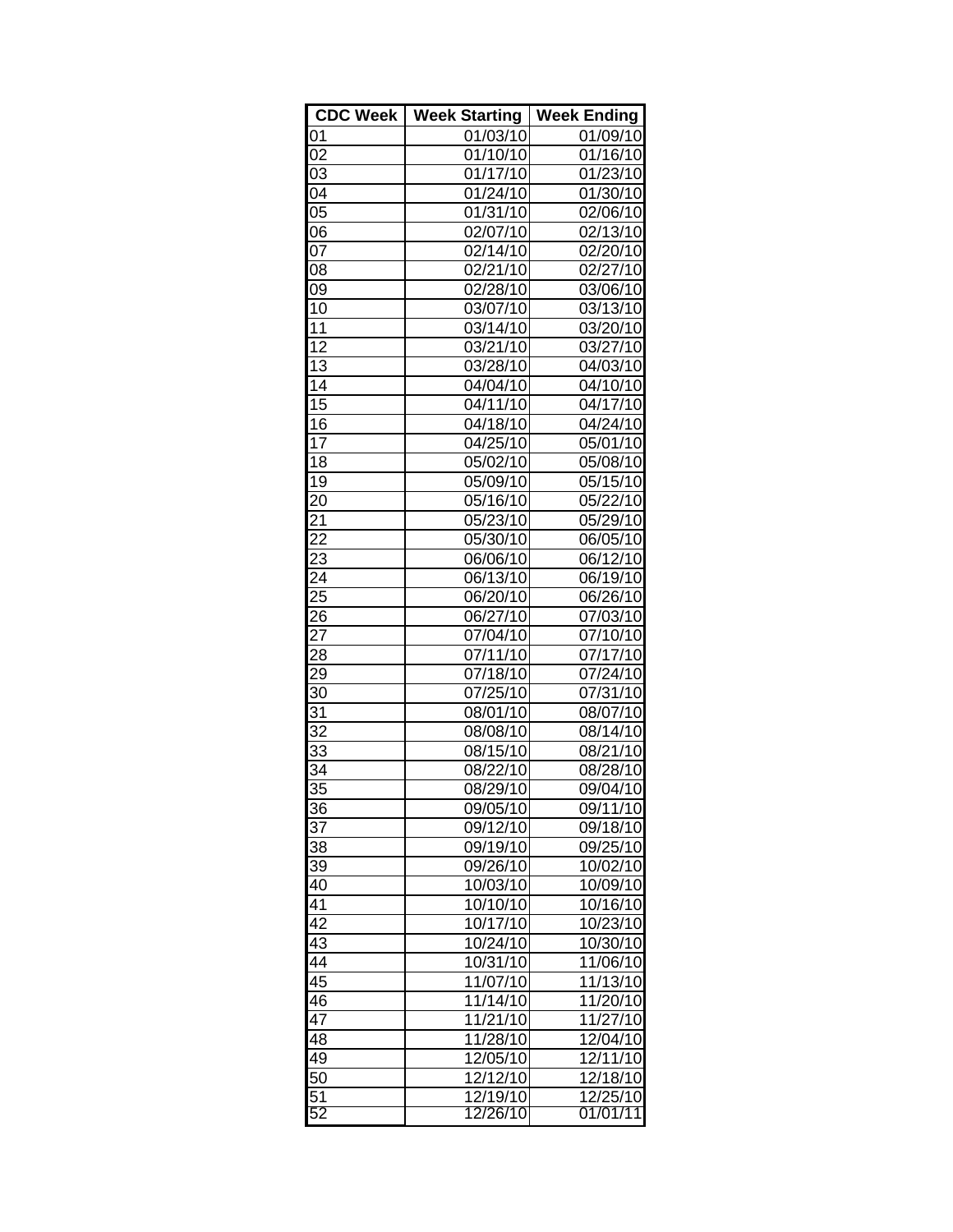| CDC Week | Week Starting | Week Ending |
|---|---|---|
| 01 | 01/03/10 | 01/09/10 |
| 02 | 01/10/10 | 01/16/10 |
| 03 | 01/17/10 | 01/23/10 |
| 04 | 01/24/10 | 01/30/10 |
| 05 | 01/31/10 | 02/06/10 |
| 06 | 02/07/10 | 02/13/10 |
| 07 | 02/14/10 | 02/20/10 |
| 08 | 02/21/10 | 02/27/10 |
| 09 | 02/28/10 | 03/06/10 |
| 10 | 03/07/10 | 03/13/10 |
| 11 | 03/14/10 | 03/20/10 |
| 12 | 03/21/10 | 03/27/10 |
| 13 | 03/28/10 | 04/03/10 |
| 14 | 04/04/10 | 04/10/10 |
| 15 | 04/11/10 | 04/17/10 |
| 16 | 04/18/10 | 04/24/10 |
| 17 | 04/25/10 | 05/01/10 |
| 18 | 05/02/10 | 05/08/10 |
| 19 | 05/09/10 | 05/15/10 |
| 20 | 05/16/10 | 05/22/10 |
| 21 | 05/23/10 | 05/29/10 |
| 22 | 05/30/10 | 06/05/10 |
| 23 | 06/06/10 | 06/12/10 |
| 24 | 06/13/10 | 06/19/10 |
| 25 | 06/20/10 | 06/26/10 |
| 26 | 06/27/10 | 07/03/10 |
| 27 | 07/04/10 | 07/10/10 |
| 28 | 07/11/10 | 07/17/10 |
| 29 | 07/18/10 | 07/24/10 |
| 30 | 07/25/10 | 07/31/10 |
| 31 | 08/01/10 | 08/07/10 |
| 32 | 08/08/10 | 08/14/10 |
| 33 | 08/15/10 | 08/21/10 |
| 34 | 08/22/10 | 08/28/10 |
| 35 | 08/29/10 | 09/04/10 |
| 36 | 09/05/10 | 09/11/10 |
| 37 | 09/12/10 | 09/18/10 |
| 38 | 09/19/10 | 09/25/10 |
| 39 | 09/26/10 | 10/02/10 |
| 40 | 10/03/10 | 10/09/10 |
| 41 | 10/10/10 | 10/16/10 |
| 42 | 10/17/10 | 10/23/10 |
| 43 | 10/24/10 | 10/30/10 |
| 44 | 10/31/10 | 11/06/10 |
| 45 | 11/07/10 | 11/13/10 |
| 46 | 11/14/10 | 11/20/10 |
| 47 | 11/21/10 | 11/27/10 |
| 48 | 11/28/10 | 12/04/10 |
| 49 | 12/05/10 | 12/11/10 |
| 50 | 12/12/10 | 12/18/10 |
| 51 | 12/19/10 | 12/25/10 |
| 52 | 12/26/10 | 01/01/11 |